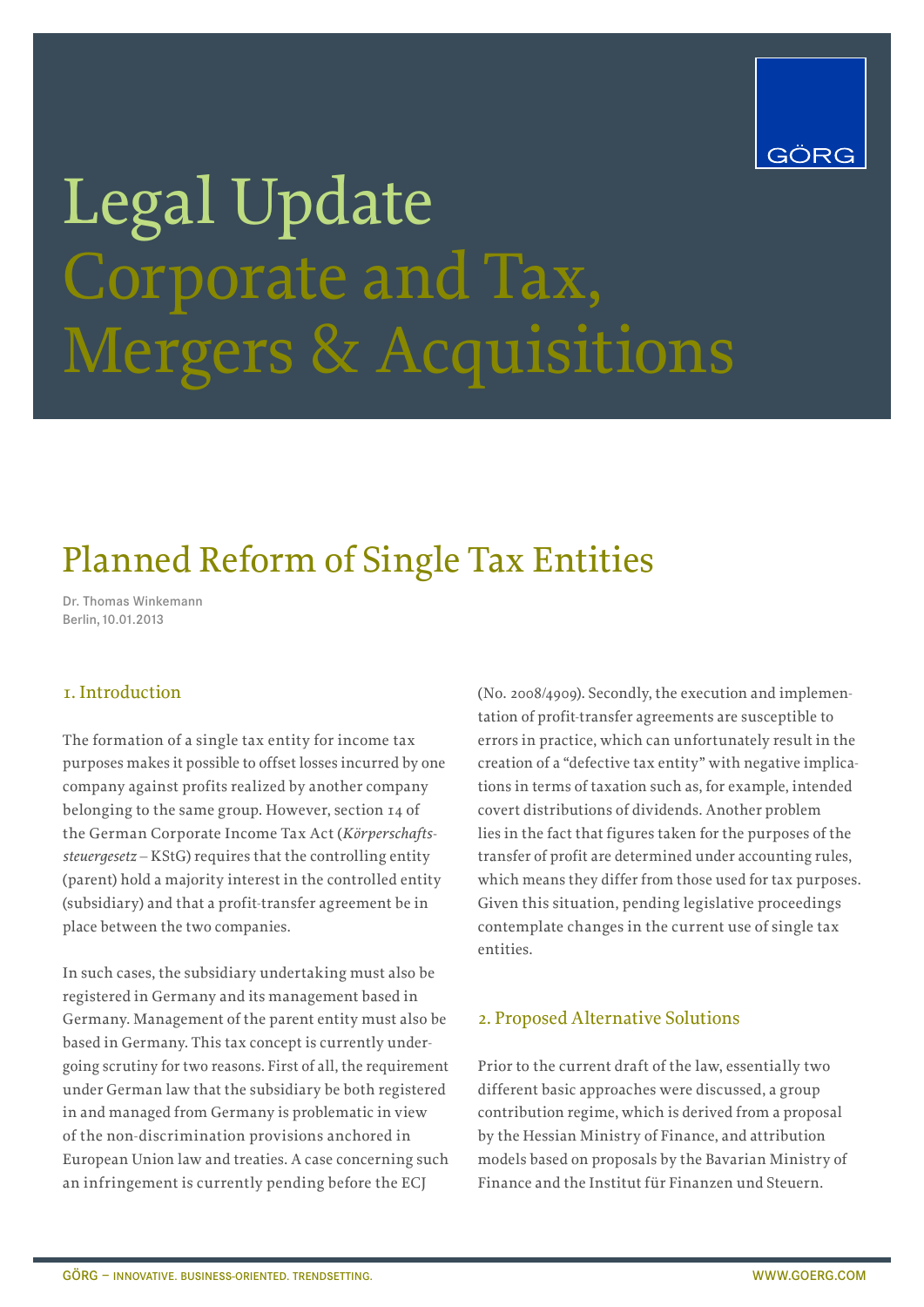GÖRG

# Legal Update Corporate and Tax, Mergers & Acquisitions

## Planned Reform of Single Tax Entities

Dr. Thomas Winkemann
Berlin, 10.01.2013

### 1. Introduction

The formation of a single tax entity for income tax purposes makes it possible to offset losses incurred by one company against profits realized by another company belonging to the same group. However, section 14 of the German Corporate Income Tax Act (*Körperschaftssteuergesetz* – KStG) requires that the controlling entity (parent) hold a majority interest in the controlled entity (subsidiary) and that a profit-transfer agreement be in place between the two companies.

In such cases, the subsidiary undertaking must also be registered in Germany and its management based in Germany. Management of the parent entity must also be based in Germany. This tax concept is currently undergoing scrutiny for two reasons. First of all, the requirement under German law that the subsidiary be both registered in and managed from Germany is problematic in view of the non-discrimination provisions anchored in European Union law and treaties. A case concerning such an infringement is currently pending before the ECJ (No. 2008/4909). Secondly, the execution and implementation of profit-transfer agreements are susceptible to errors in practice, which can unfortunately result in the creation of a "defective tax entity" with negative implications in terms of taxation such as, for example, intended covert distributions of dividends. Another problem lies in the fact that figures taken for the purposes of the transfer of profit are determined under accounting rules, which means they differ from those used for tax purposes. Given this situation, pending legislative proceedings contemplate changes in the current use of single tax entities.

### 2. Proposed Alternative Solutions

Prior to the current draft of the law, essentially two different basic approaches were discussed, a group contribution regime, which is derived from a proposal by the Hessian Ministry of Finance, and attribution models based on proposals by the Bavarian Ministry of Finance and the Institut für Finanzen und Steuern.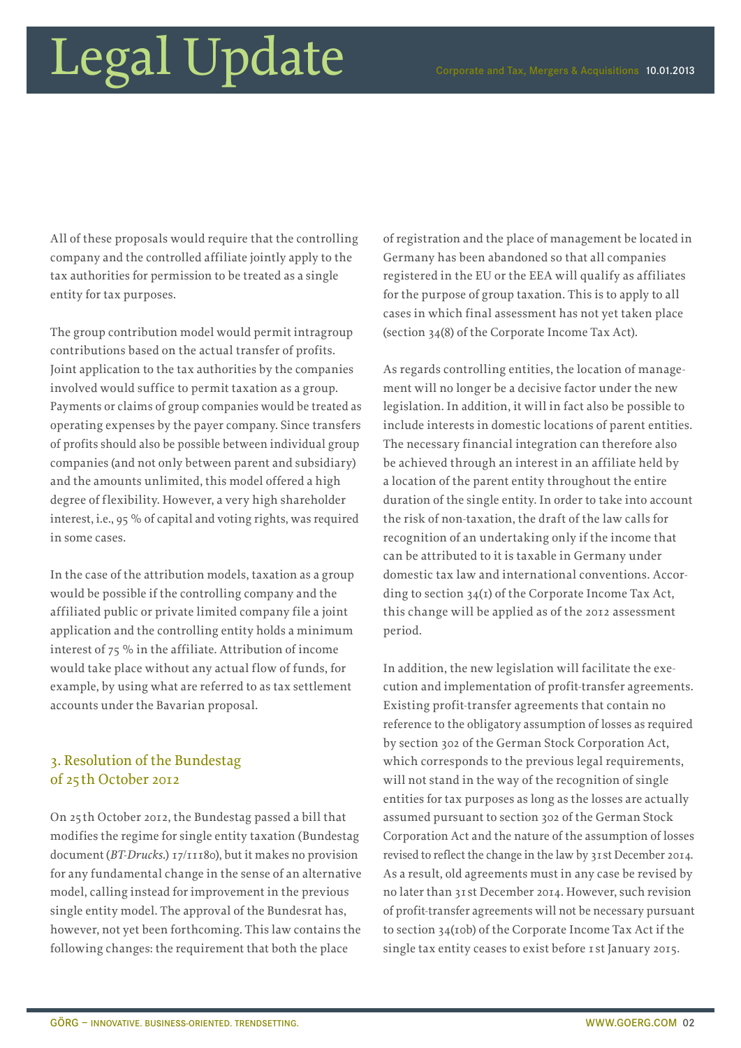All of these proposals would require that the controlling company and the controlled affiliate jointly apply to the tax authorities for permission to be treated as a single entity for tax purposes.

The group contribution model would permit intragroup contributions based on the actual transfer of profits. Joint application to the tax authorities by the companies involved would suffice to permit taxation as a group. Payments or claims of group companies would be treated as operating expenses by the payer company. Since transfers of profits should also be possible between individual group companies (and not only between parent and subsidiary) and the amounts unlimited, this model offered a high degree of flexibility. However, a very high shareholder interest, i.e., 95 % of capital and voting rights, was required in some cases.

In the case of the attribution models, taxation as a group would be possible if the controlling company and the affiliated public or private limited company file a joint application and the controlling entity holds a minimum interest of 75 % in the affiliate. Attribution of income would take place without any actual flow of funds, for example, by using what are referred to as tax settlement accounts under the Bavarian proposal.

## 3. Resolution of the Bundestag of 25th October 2012

On 25th October 2012, the Bundestag passed a bill that modifies the regime for single entity taxation (Bundestag document (*BT-Drucks.*) 17/11180), but it makes no provision for any fundamental change in the sense of an alternative model, calling instead for improvement in the previous single entity model. The approval of the Bundesrat has, however, not yet been forthcoming. This law contains the following changes: the requirement that both the place of registration and the place of management be located in Germany has been abandoned so that all companies registered in the EU or the EEA will qualify as affiliates for the purpose of group taxation. This is to apply to all cases in which final assessment has not yet taken place (section 34(8) of the Corporate Income Tax Act).

As regards controlling entities, the location of management will no longer be a decisive factor under the new legislation. In addition, it will in fact also be possible to include interests in domestic locations of parent entities. The necessary financial integration can therefore also be achieved through an interest in an affiliate held by a location of the parent entity throughout the entire duration of the single entity. In order to take into account the risk of non-taxation, the draft of the law calls for recognition of an undertaking only if the income that can be attributed to it is taxable in Germany under domestic tax law and international conventions. According to section 34(1) of the Corporate Income Tax Act, this change will be applied as of the 2012 assessment period.

In addition, the new legislation will facilitate the execution and implementation of profit-transfer agreements. Existing profit-transfer agreements that contain no reference to the obligatory assumption of losses as required by section 302 of the German Stock Corporation Act, which corresponds to the previous legal requirements, will not stand in the way of the recognition of single entities for tax purposes as long as the losses are actually assumed pursuant to section 302 of the German Stock Corporation Act and the nature of the assumption of losses revised to reflect the change in the law by 31st December 2014. As a result, old agreements must in any case be revised by no later than 31st December 2014. However, such revision of profit-transfer agreements will not be necessary pursuant to section 34(10b) of the Corporate Income Tax Act if the single tax entity ceases to exist before 1st January 2015.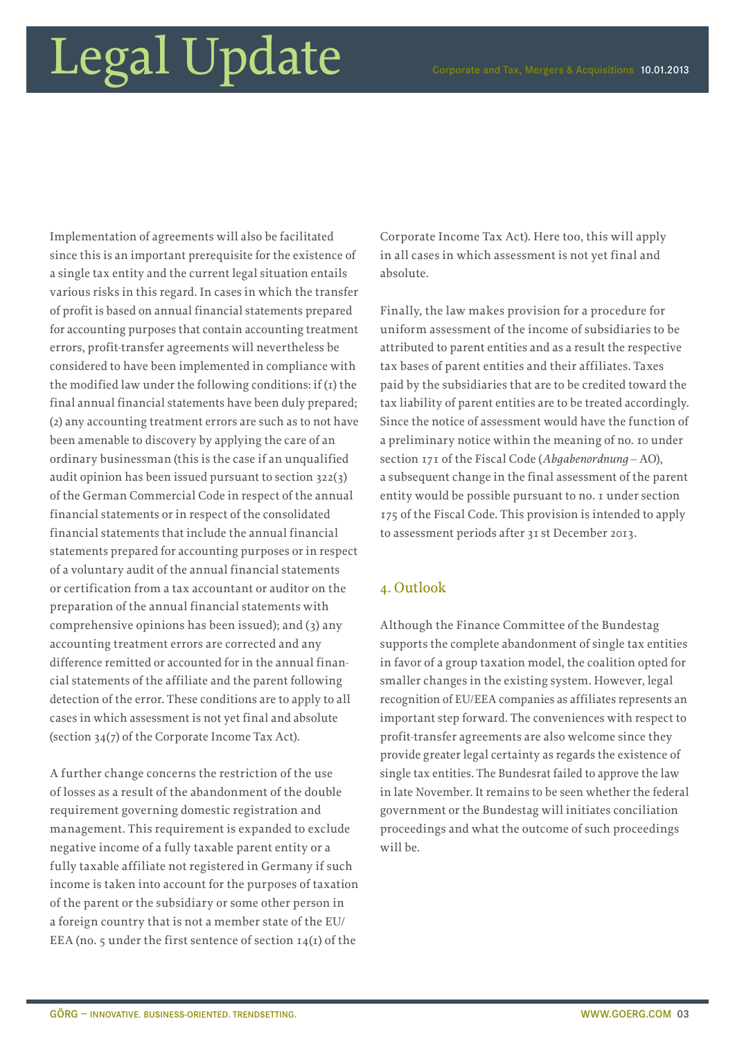Implementation of agreements will also be facilitated since this is an important prerequisite for the existence of a single tax entity and the current legal situation entails various risks in this regard. In cases in which the transfer of profit is based on annual financial statements prepared for accounting purposes that contain accounting treatment errors, profit-transfer agreements will nevertheless be considered to have been implemented in compliance with the modified law under the following conditions: if (1) the final annual financial statements have been duly prepared; (2) any accounting treatment errors are such as to not have been amenable to discovery by applying the care of an ordinary businessman (this is the case if an unqualified audit opinion has been issued pursuant to section 322(3) of the German Commercial Code in respect of the annual financial statements or in respect of the consolidated financial statements that include the annual financial statements prepared for accounting purposes or in respect of a voluntary audit of the annual financial statements or certification from a tax accountant or auditor on the preparation of the annual financial statements with comprehensive opinions has been issued); and (3) any accounting treatment errors are corrected and any difference remitted or accounted for in the annual financial statements of the affiliate and the parent following detection of the error. These conditions are to apply to all cases in which assessment is not yet final and absolute (section 34(7) of the Corporate Income Tax Act).

A further change concerns the restriction of the use of losses as a result of the abandonment of the double requirement governing domestic registration and management. This requirement is expanded to exclude negative income of a fully taxable parent entity or a fully taxable affiliate not registered in Germany if such income is taken into account for the purposes of taxation of the parent or the subsidiary or some other person in a foreign country that is not a member state of the EU/EEA (no. 5 under the first sentence of section 14(1) of the Corporate Income Tax Act). Here too, this will apply in all cases in which assessment is not yet final and absolute.

Finally, the law makes provision for a procedure for uniform assessment of the income of subsidiaries to be attributed to parent entities and as a result the respective tax bases of parent entities and their affiliates. Taxes paid by the subsidiaries that are to be credited toward the tax liability of parent entities are to be treated accordingly. Since the notice of assessment would have the function of a preliminary notice within the meaning of no. 10 under section 171 of the Fiscal Code (*Abgabenordnung* – AO), a subsequent change in the final assessment of the parent entity would be possible pursuant to no. 1 under section 175 of the Fiscal Code. This provision is intended to apply to assessment periods after 31 st December 2013.

## 4. Outlook

Although the Finance Committee of the Bundestag supports the complete abandonment of single tax entities in favor of a group taxation model, the coalition opted for smaller changes in the existing system. However, legal recognition of EU/EEA companies as affiliates represents an important step forward. The conveniences with respect to profit-transfer agreements are also welcome since they provide greater legal certainty as regards the existence of single tax entities. The Bundesrat failed to approve the law in late November. It remains to be seen whether the federal government or the Bundestag will initiates conciliation proceedings and what the outcome of such proceedings will be.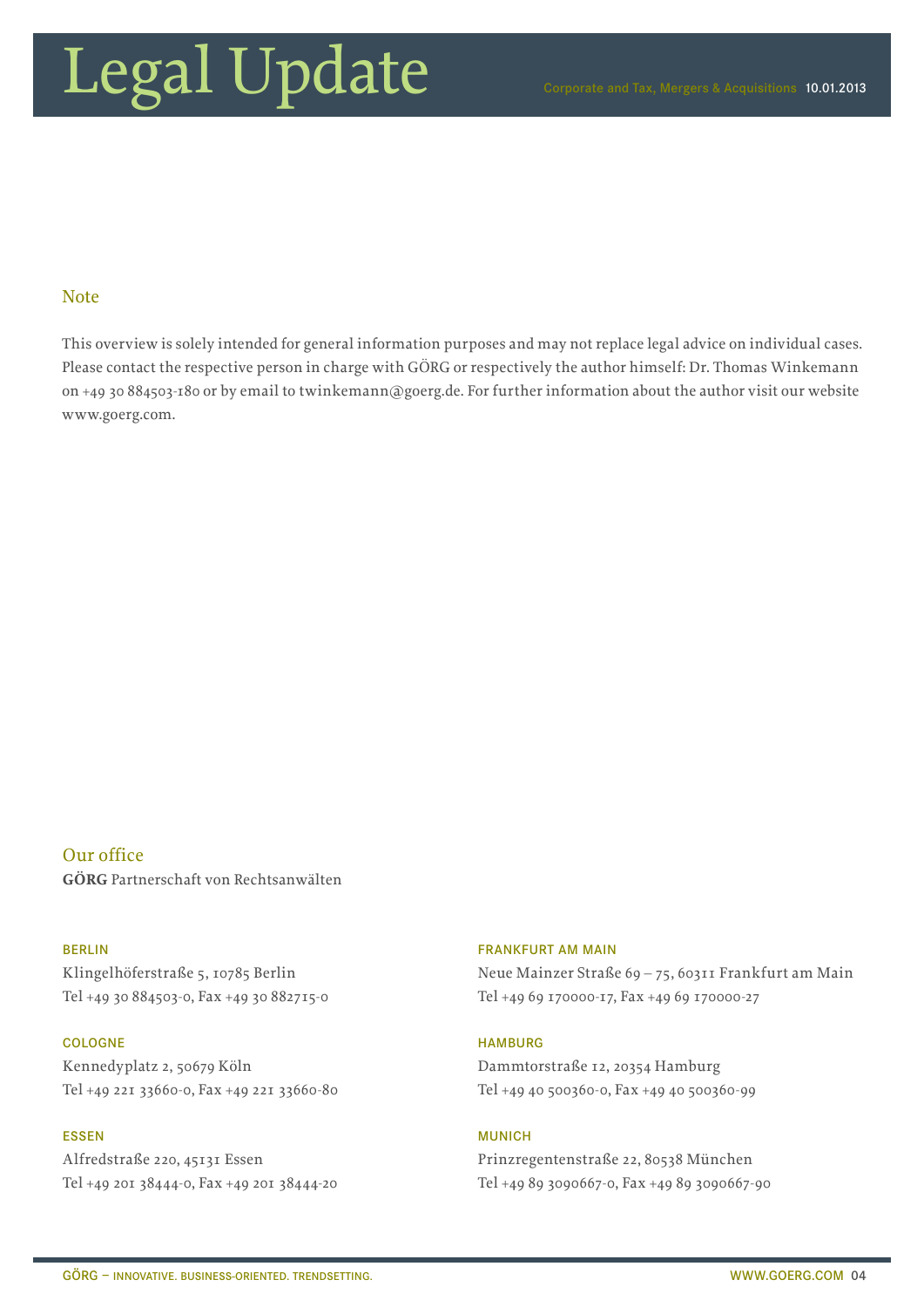## Note

This overview is solely intended for general information purposes and may not replace legal advice on individual cases. Please contact the respective person in charge with GÖRG or respectively the author himself: Dr. Thomas Winkemann on +49 30 884503-180 or by email to twinkemann@goerg.de. For further information about the author visit our website www.goerg.com.

## Our office

**GÖRG** Partnerschaft von Rechtsanwälten

BERLIN
Klingelhöferstraße 5, 10785 Berlin
Tel +49 30 884503-0, Fax +49 30 882715-0

COLOGNE
Kennedyplatz 2, 50679 Köln
Tel +49 221 33660-0, Fax +49 221 33660-80

ESSEN
Alfredstraße 220, 45131 Essen
Tel +49 201 38444-0, Fax +49 201 38444-20

FRANKFURT AM MAIN
Neue Mainzer Straße 69 – 75, 60311 Frankfurt am Main
Tel +49 69 170000-17, Fax +49 69 170000-27

HAMBURG
Dammtorstraße 12, 20354 Hamburg
Tel +49 40 500360-0, Fax +49 40 500360-99

MUNICH
Prinzregentenstraße 22, 80538 München
Tel +49 89 3090667-0, Fax +49 89 3090667-90